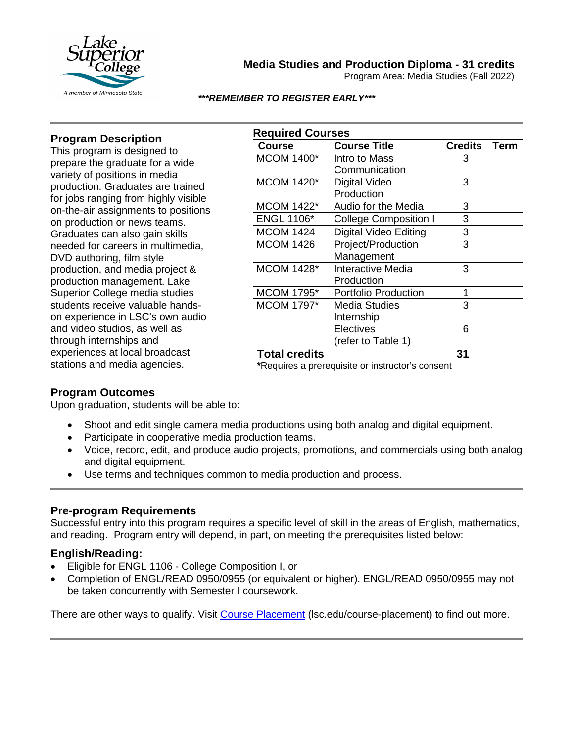# Media Studies and Production Diploma - 31 credits

Program Area: Media Studies (Fall 2022)

***REMEMBER TO REGISTER EARLY***

## Program Description

This program is designed to prepare the graduate for a wide variety of positions in media production. Graduates are trained for jobs ranging from highly visible on-the-air assignments to positions on production or news teams. Graduates can also gain skills needed for careers in multimedia, DVD authoring, film style production, and media project & production management. Lake Superior College media studies students receive valuable hands-on experience in LSC's own audio and video studios, as well as through internships and experiences at local broadcast stations and media agencies.

## Required Courses

| Course | Course Title | Credits | Term |
|---|---|---|---|
| MCOM 1400* | Intro to Mass Communication | 3 | |
| MCOM 1420* | Digital Video Production | 3 | |
| MCOM 1422* | Audio for the Media | 3 | |
| ENGL 1106* | College Composition I | 3 | |
| MCOM 1424 | Digital Video Editing | 3 | |
| MCOM 1426 | Project/Production Management | 3 | |
| MCOM 1428* | Interactive Media Production | 3 | |
| MCOM 1795* | Portfolio Production | 1 | |
| MCOM 1797* | Media Studies Internship | 3 | |
| | Electives (refer to Table 1) | 6 | |
| **Total credits** | | **31** | |

***Requires a prerequisite or instructor's consent**

## Program Outcomes

Upon graduation, students will be able to:

- Shoot and edit single camera media productions using both analog and digital equipment.
- Participate in cooperative media production teams.
- Voice, record, edit, and produce audio projects, promotions, and commercials using both analog and digital equipment.
- Use terms and techniques common to media production and process.

## Pre-program Requirements

Successful entry into this program requires a specific level of skill in the areas of English, mathematics, and reading. Program entry will depend, in part, on meeting the prerequisites listed below:

### English/Reading:

- Eligible for ENGL 1106 - College Composition I, or
- Completion of ENGL/READ 0950/0955 (or equivalent or higher). ENGL/READ 0950/0955 may not be taken concurrently with Semester I coursework.

There are other ways to qualify. Visit Course Placement (lsc.edu/course-placement) to find out more.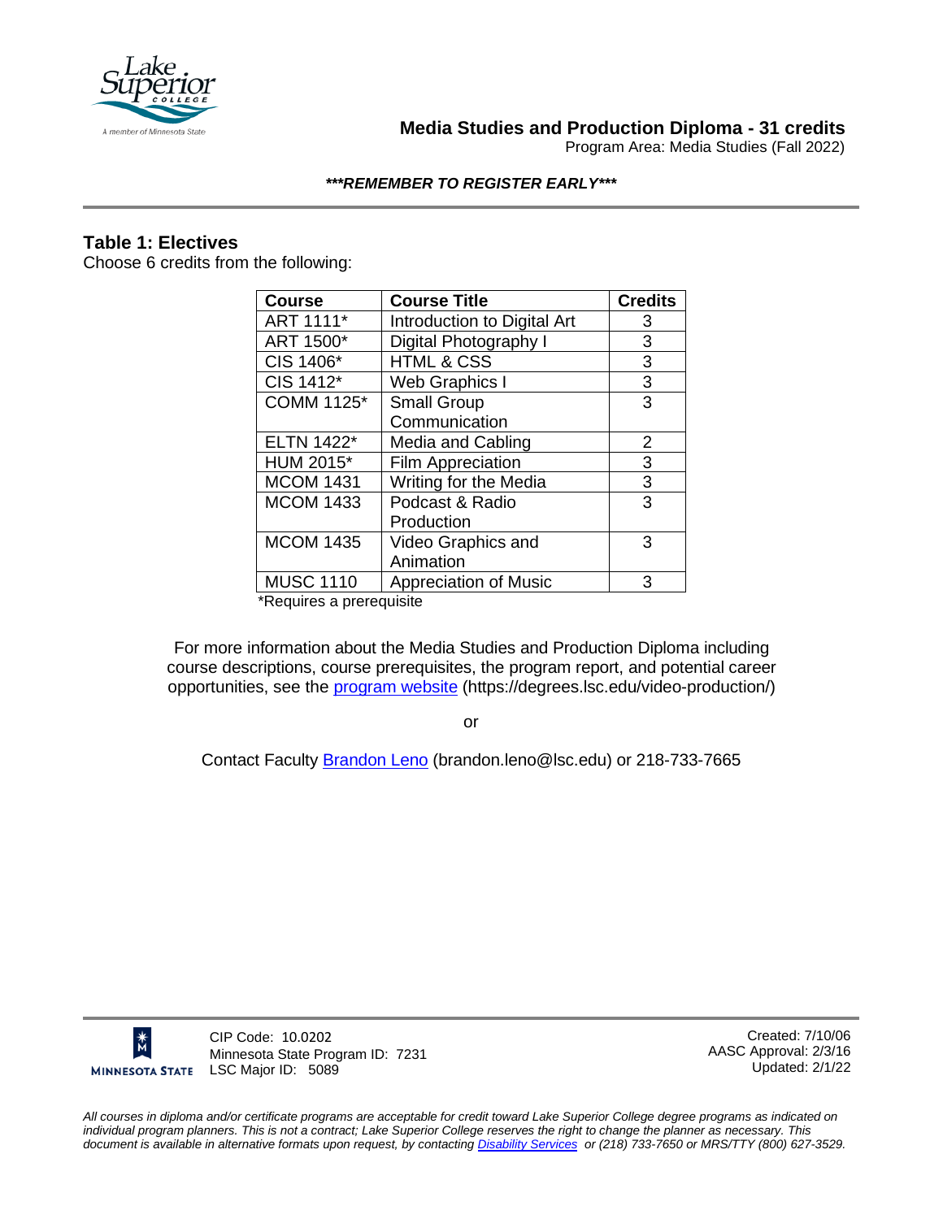## Media Studies and Production Diploma - 31 credits

Program Area: Media Studies (Fall 2022)

***REMEMBER TO REGISTER EARLY***

### Table 1: Electives

Choose 6 credits from the following:

| Course | Course Title | Credits |
| --- | --- | --- |
| ART 1111* | Introduction to Digital Art | 3 |
| ART 1500* | Digital Photography I | 3 |
| CIS 1406* | HTML & CSS | 3 |
| CIS 1412* | Web Graphics I | 3 |
| COMM 1125* | Small Group Communication | 3 |
| ELTN 1422* | Media and Cabling | 2 |
| HUM 2015* | Film Appreciation | 3 |
| MCOM 1431 | Writing for the Media | 3 |
| MCOM 1433 | Podcast & Radio Production | 3 |
| MCOM 1435 | Video Graphics and Animation | 3 |
| MUSC 1110 | Appreciation of Music | 3 |

*Requires a prerequisite

For more information about the Media Studies and Production Diploma including course descriptions, course prerequisites, the program report, and potential career opportunities, see the [program website](https://degrees.lsc.edu/video-production/) (https://degrees.lsc.edu/video-production/)

or

Contact Faculty [Brandon Leno](mailto:brandon.leno@lsc.edu) (brandon.leno@lsc.edu) or 218-733-7665

CIP Code: 10.0202
Minnesota State Program ID: 7231
LSC Major ID: 5089

Created: 7/10/06
AASC Approval: 2/3/16
Updated: 2/1/22

*All courses in diploma and/or certificate programs are acceptable for credit toward Lake Superior College degree programs as indicated on individual program planners. This is not a contract; Lake Superior College reserves the right to change the planner as necessary. This document is available in alternative formats upon request, by contacting [Disability Services](#) or (218) 733-7650 or MRS/TTY (800) 627-3529.*